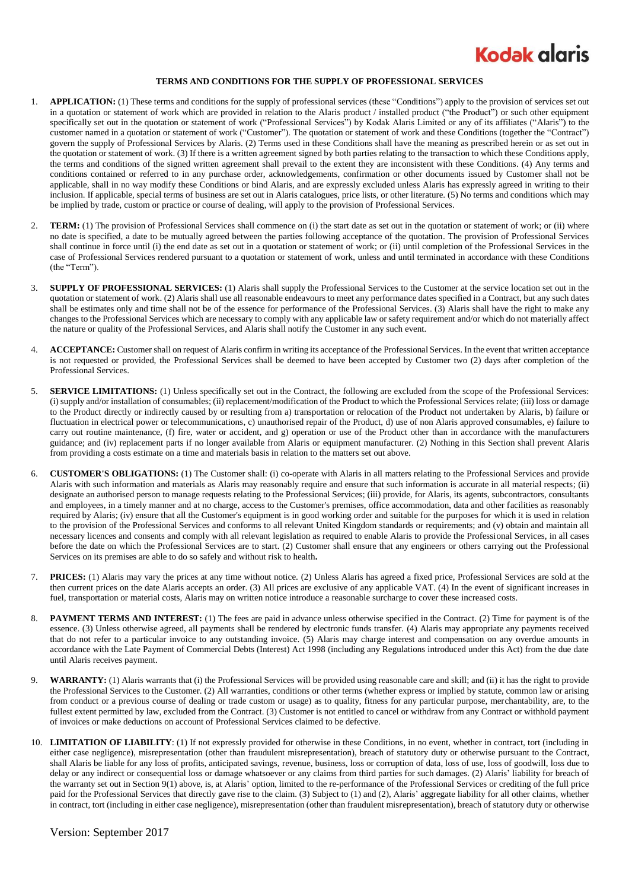Kodak alaris

**TERMS AND CONDITIONS FOR THE SUPPLY OF PROFESSIONAL SERVICES**

1. **APPLICATION:** (1) These terms and conditions for the supply of professional services (these "Conditions") apply to the provision of services set out in a quotation or statement of work which are provided in relation to the Alaris product / installed product ("the Product") or such other equipment specifically set out in the quotation or statement of work ("Professional Services") by Kodak Alaris Limited or any of its affiliates ("Alaris") to the customer named in a quotation or statement of work ("Customer"). The quotation or statement of work and these Conditions (together the "Contract") govern the supply of Professional Services by Alaris. (2) Terms used in these Conditions shall have the meaning as prescribed herein or as set out in the quotation or statement of work. (3) If there is a written agreement signed by both parties relating to the transaction to which these Conditions apply, the terms and conditions of the signed written agreement shall prevail to the extent they are inconsistent with these Conditions. (4) Any terms and conditions contained or referred to in any purchase order, acknowledgements, confirmation or other documents issued by Customer shall not be applicable, shall in no way modify these Conditions or bind Alaris, and are expressly excluded unless Alaris has expressly agreed in writing to their inclusion. If applicable, special terms of business are set out in Alaris catalogues, price lists, or other literature. (5) No terms and conditions which may be implied by trade, custom or practice or course of dealing, will apply to the provision of Professional Services.

2. **TERM:** (1) The provision of Professional Services shall commence on (i) the start date as set out in the quotation or statement of work; or (ii) where no date is specified, a date to be mutually agreed between the parties following acceptance of the quotation. The provision of Professional Services shall continue in force until (i) the end date as set out in a quotation or statement of work; or (ii) until completion of the Professional Services in the case of Professional Services rendered pursuant to a quotation or statement of work, unless and until terminated in accordance with these Conditions (the "Term").

3. **SUPPLY OF PROFESSIONAL SERVICES:** (1) Alaris shall supply the Professional Services to the Customer at the service location set out in the quotation or statement of work. (2) Alaris shall use all reasonable endeavours to meet any performance dates specified in a Contract, but any such dates shall be estimates only and time shall not be of the essence for performance of the Professional Services. (3) Alaris shall have the right to make any changes to the Professional Services which are necessary to comply with any applicable law or safety requirement and/or which do not materially affect the nature or quality of the Professional Services, and Alaris shall notify the Customer in any such event.

4. **ACCEPTANCE:** Customer shall on request of Alaris confirm in writing its acceptance of the Professional Services. In the event that written acceptance is not requested or provided, the Professional Services shall be deemed to have been accepted by Customer two (2) days after completion of the Professional Services.

5. **SERVICE LIMITATIONS:** (1) Unless specifically set out in the Contract, the following are excluded from the scope of the Professional Services: (i) supply and/or installation of consumables; (ii) replacement/modification of the Product to which the Professional Services relate; (iii) loss or damage to the Product directly or indirectly caused by or resulting from a) transportation or relocation of the Product not undertaken by Alaris, b) failure or fluctuation in electrical power or telecommunications, c) unauthorised repair of the Product, d) use of non Alaris approved consumables, e) failure to carry out routine maintenance, (f) fire, water or accident, and g) operation or use of the Product other than in accordance with the manufacturers guidance; and (iv) replacement parts if no longer available from Alaris or equipment manufacturer. (2) Nothing in this Section shall prevent Alaris from providing a costs estimate on a time and materials basis in relation to the matters set out above.

6. **CUSTOMER'S OBLIGATIONS:** (1) The Customer shall: (i) co-operate with Alaris in all matters relating to the Professional Services and provide Alaris with such information and materials as Alaris may reasonably require and ensure that such information is accurate in all material respects; (ii) designate an authorised person to manage requests relating to the Professional Services; (iii) provide, for Alaris, its agents, subcontractors, consultants and employees, in a timely manner and at no charge, access to the Customer's premises, office accommodation, data and other facilities as reasonably required by Alaris; (iv) ensure that all the Customer's equipment is in good working order and suitable for the purposes for which it is used in relation to the provision of the Professional Services and conforms to all relevant United Kingdom standards or requirements; and (v) obtain and maintain all necessary licences and consents and comply with all relevant legislation as required to enable Alaris to provide the Professional Services, in all cases before the date on which the Professional Services are to start. (2) Customer shall ensure that any engineers or others carrying out the Professional Services on its premises are able to do so safely and without risk to health**.**

7. **PRICES:** (1) Alaris may vary the prices at any time without notice. (2) Unless Alaris has agreed a fixed price, Professional Services are sold at the then current prices on the date Alaris accepts an order. (3) All prices are exclusive of any applicable VAT. (4) In the event of significant increases in fuel, transportation or material costs, Alaris may on written notice introduce a reasonable surcharge to cover these increased costs.

8. **PAYMENT TERMS AND INTEREST:** (1) The fees are paid in advance unless otherwise specified in the Contract. (2) Time for payment is of the essence. (3) Unless otherwise agreed, all payments shall be rendered by electronic funds transfer. (4) Alaris may appropriate any payments received that do not refer to a particular invoice to any outstanding invoice. (5) Alaris may charge interest and compensation on any overdue amounts in accordance with the Late Payment of Commercial Debts (Interest) Act 1998 (including any Regulations introduced under this Act) from the due date until Alaris receives payment.

9. **WARRANTY:** (1) Alaris warrants that (i) the Professional Services will be provided using reasonable care and skill; and (ii) it has the right to provide the Professional Services to the Customer. (2) All warranties, conditions or other terms (whether express or implied by statute, common law or arising from conduct or a previous course of dealing or trade custom or usage) as to quality, fitness for any particular purpose, merchantability, are, to the fullest extent permitted by law, excluded from the Contract. (3) Customer is not entitled to cancel or withdraw from any Contract or withhold payment of invoices or make deductions on account of Professional Services claimed to be defective.

10. **LIMITATION OF LIABILITY**: (1) If not expressly provided for otherwise in these Conditions, in no event, whether in contract, tort (including in either case negligence), misrepresentation (other than fraudulent misrepresentation), breach of statutory duty or otherwise pursuant to the Contract, shall Alaris be liable for any loss of profits, anticipated savings, revenue, business, loss or corruption of data, loss of use, loss of goodwill, loss due to delay or any indirect or consequential loss or damage whatsoever or any claims from third parties for such damages. (2) Alaris' liability for breach of the warranty set out in Section 9(1) above, is, at Alaris' option, limited to the re-performance of the Professional Services or crediting of the full price paid for the Professional Services that directly gave rise to the claim. (3) Subject to (1) and (2), Alaris' aggregate liability for all other claims, whether in contract, tort (including in either case negligence), misrepresentation (other than fraudulent misrepresentation), breach of statutory duty or otherwise

Version: September 2017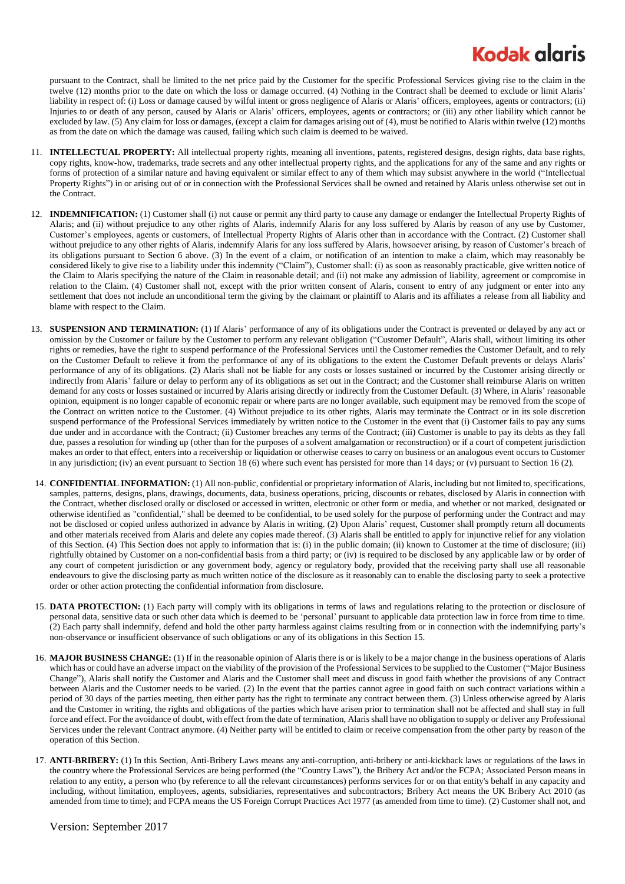pursuant to the Contract, shall be limited to the net price paid by the Customer for the specific Professional Services giving rise to the claim in the twelve (12) months prior to the date on which the loss or damage occurred. (4) Nothing in the Contract shall be deemed to exclude or limit Alaris' liability in respect of: (i) Loss or damage caused by wilful intent or gross negligence of Alaris or Alaris' officers, employees, agents or contractors; (ii) Injuries to or death of any person, caused by Alaris or Alaris' officers, employees, agents or contractors; or (iii) any other liability which cannot be excluded by law. (5) Any claim for loss or damages, (except a claim for damages arising out of (4), must be notified to Alaris within twelve (12) months as from the date on which the damage was caused, failing which such claim is deemed to be waived.

11. **INTELLECTUAL PROPERTY:** All intellectual property rights, meaning all inventions, patents, registered designs, design rights, data base rights, copy rights, know-how, trademarks, trade secrets and any other intellectual property rights, and the applications for any of the same and any rights or forms of protection of a similar nature and having equivalent or similar effect to any of them which may subsist anywhere in the world ("Intellectual Property Rights") in or arising out of or in connection with the Professional Services shall be owned and retained by Alaris unless otherwise set out in the Contract.

12. **INDEMNIFICATION:** (1) Customer shall (i) not cause or permit any third party to cause any damage or endanger the Intellectual Property Rights of Alaris; and (ii) without prejudice to any other rights of Alaris, indemnify Alaris for any loss suffered by Alaris by reason of any use by Customer, Customer's employees, agents or customers, of Intellectual Property Rights of Alaris other than in accordance with the Contract. (2) Customer shall without prejudice to any other rights of Alaris, indemnify Alaris for any loss suffered by Alaris, howsoever arising, by reason of Customer's breach of its obligations pursuant to Section 6 above. (3) In the event of a claim, or notification of an intention to make a claim, which may reasonably be considered likely to give rise to a liability under this indemnity ("Claim"), Customer shall: (i) as soon as reasonably practicable, give written notice of the Claim to Alaris specifying the nature of the Claim in reasonable detail; and (ii) not make any admission of liability, agreement or compromise in relation to the Claim. (4) Customer shall not, except with the prior written consent of Alaris, consent to entry of any judgment or enter into any settlement that does not include an unconditional term the giving by the claimant or plaintiff to Alaris and its affiliates a release from all liability and blame with respect to the Claim.

13. **SUSPENSION AND TERMINATION:** (1) If Alaris' performance of any of its obligations under the Contract is prevented or delayed by any act or omission by the Customer or failure by the Customer to perform any relevant obligation ("Customer Default", Alaris shall, without limiting its other rights or remedies, have the right to suspend performance of the Professional Services until the Customer remedies the Customer Default, and to rely on the Customer Default to relieve it from the performance of any of its obligations to the extent the Customer Default prevents or delays Alaris' performance of any of its obligations. (2) Alaris shall not be liable for any costs or losses sustained or incurred by the Customer arising directly or indirectly from Alaris' failure or delay to perform any of its obligations as set out in the Contract; and the Customer shall reimburse Alaris on written demand for any costs or losses sustained or incurred by Alaris arising directly or indirectly from the Customer Default. (3) Where, in Alaris' reasonable opinion, equipment is no longer capable of economic repair or where parts are no longer available, such equipment may be removed from the scope of the Contract on written notice to the Customer. (4) Without prejudice to its other rights, Alaris may terminate the Contract or in its sole discretion suspend performance of the Professional Services immediately by written notice to the Customer in the event that (i) Customer fails to pay any sums due under and in accordance with the Contract; (ii) Customer breaches any terms of the Contract; (iii) Customer is unable to pay its debts as they fall due, passes a resolution for winding up (other than for the purposes of a solvent amalgamation or reconstruction) or if a court of competent jurisdiction makes an order to that effect, enters into a receivership or liquidation or otherwise ceases to carry on business or an analogous event occurs to Customer in any jurisdiction; (iv) an event pursuant to Section 18 (6) where such event has persisted for more than 14 days; or (v) pursuant to Section 16 (2).

14. **CONFIDENTIAL INFORMATION:** (1) All non-public, confidential or proprietary information of Alaris, including but not limited to, specifications, samples, patterns, designs, plans, drawings, documents, data, business operations, pricing, discounts or rebates, disclosed by Alaris in connection with the Contract, whether disclosed orally or disclosed or accessed in written, electronic or other form or media, and whether or not marked, designated or otherwise identified as "confidential," shall be deemed to be confidential, to be used solely for the purpose of performing under the Contract and may not be disclosed or copied unless authorized in advance by Alaris in writing. (2) Upon Alaris' request, Customer shall promptly return all documents and other materials received from Alaris and delete any copies made thereof. (3) Alaris shall be entitled to apply for injunctive relief for any violation of this Section. (4) This Section does not apply to information that is: (i) in the public domain; (ii) known to Customer at the time of disclosure; (iii) rightfully obtained by Customer on a non-confidential basis from a third party; or (iv) is required to be disclosed by any applicable law or by order of any court of competent jurisdiction or any government body, agency or regulatory body, provided that the receiving party shall use all reasonable endeavours to give the disclosing party as much written notice of the disclosure as it reasonably can to enable the disclosing party to seek a protective order or other action protecting the confidential information from disclosure.

15. **DATA PROTECTION:** (1) Each party will comply with its obligations in terms of laws and regulations relating to the protection or disclosure of personal data, sensitive data or such other data which is deemed to be 'personal' pursuant to applicable data protection law in force from time to time. (2) Each party shall indemnify, defend and hold the other party harmless against claims resulting from or in connection with the indemnifying party's non-observance or insufficient observance of such obligations or any of its obligations in this Section 15.

16. **MAJOR BUSINESS CHANGE:** (1) If in the reasonable opinion of Alaris there is or is likely to be a major change in the business operations of Alaris which has or could have an adverse impact on the viability of the provision of the Professional Services to be supplied to the Customer ("Major Business Change"), Alaris shall notify the Customer and Alaris and the Customer shall meet and discuss in good faith whether the provisions of any Contract between Alaris and the Customer needs to be varied. (2) In the event that the parties cannot agree in good faith on such contract variations within a period of 30 days of the parties meeting, then either party has the right to terminate any contract between them. (3) Unless otherwise agreed by Alaris and the Customer in writing, the rights and obligations of the parties which have arisen prior to termination shall not be affected and shall stay in full force and effect. For the avoidance of doubt, with effect from the date of termination, Alaris shall have no obligation to supply or deliver any Professional Services under the relevant Contract anymore. (4) Neither party will be entitled to claim or receive compensation from the other party by reason of the operation of this Section.

17. **ANTI-BRIBERY:** (1) In this Section, Anti-Bribery Laws means any anti-corruption, anti-bribery or anti-kickback laws or regulations of the laws in the country where the Professional Services are being performed (the "Country Laws"), the Bribery Act and/or the FCPA; Associated Person means in relation to any entity, a person who (by reference to all the relevant circumstances) performs services for or on that entity's behalf in any capacity and including, without limitation, employees, agents, subsidiaries, representatives and subcontractors; Bribery Act means the UK Bribery Act 2010 (as amended from time to time); and FCPA means the US Foreign Corrupt Practices Act 1977 (as amended from time to time). (2) Customer shall not, and

Version: September 2017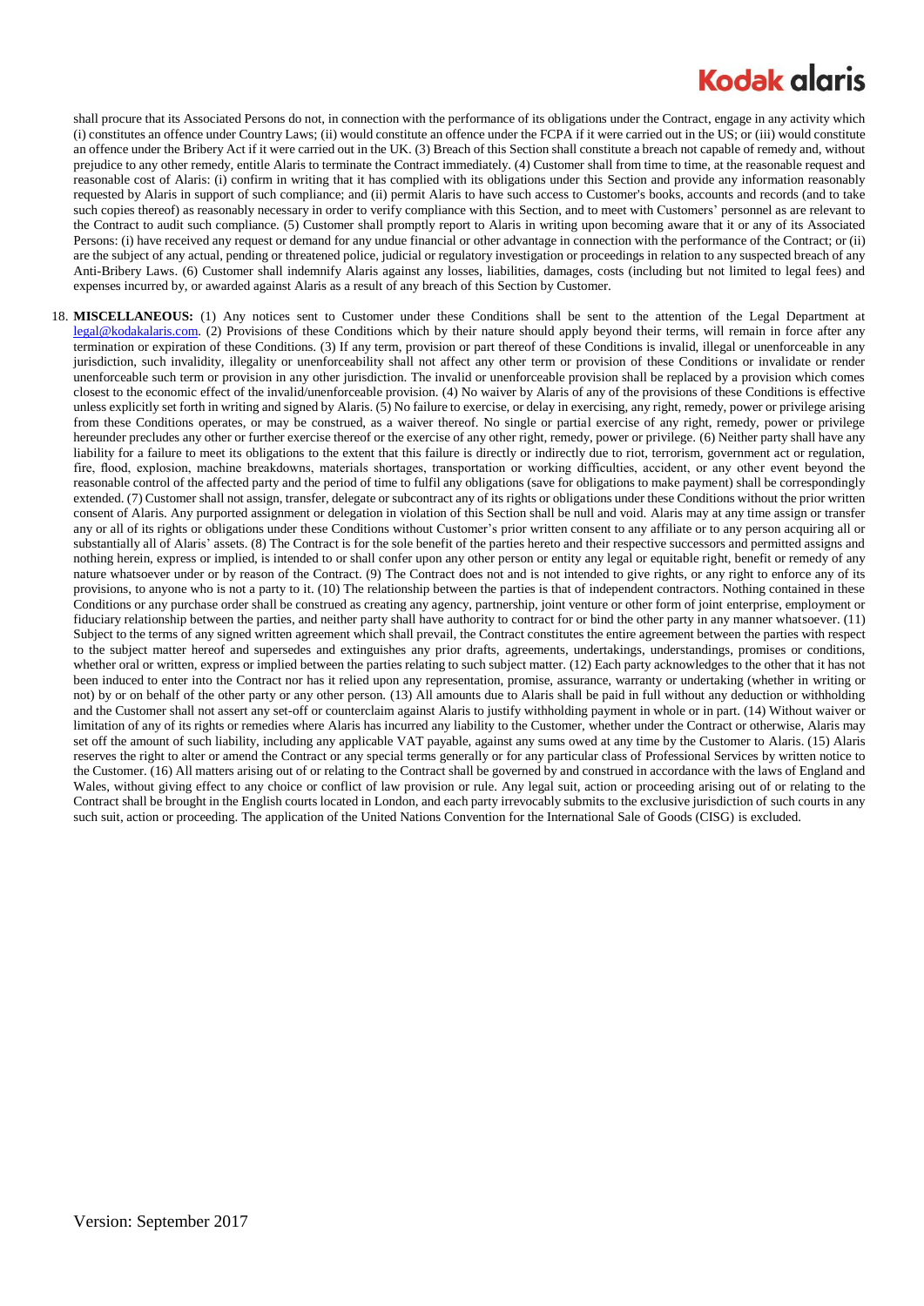shall procure that its Associated Persons do not, in connection with the performance of its obligations under the Contract, engage in any activity which (i) constitutes an offence under Country Laws; (ii) would constitute an offence under the FCPA if it were carried out in the US; or (iii) would constitute an offence under the Bribery Act if it were carried out in the UK. (3) Breach of this Section shall constitute a breach not capable of remedy and, without prejudice to any other remedy, entitle Alaris to terminate the Contract immediately. (4) Customer shall from time to time, at the reasonable request and reasonable cost of Alaris: (i) confirm in writing that it has complied with its obligations under this Section and provide any information reasonably requested by Alaris in support of such compliance; and (ii) permit Alaris to have such access to Customer's books, accounts and records (and to take such copies thereof) as reasonably necessary in order to verify compliance with this Section, and to meet with Customers' personnel as are relevant to the Contract to audit such compliance. (5) Customer shall promptly report to Alaris in writing upon becoming aware that it or any of its Associated Persons: (i) have received any request or demand for any undue financial or other advantage in connection with the performance of the Contract; or (ii) are the subject of any actual, pending or threatened police, judicial or regulatory investigation or proceedings in relation to any suspected breach of any Anti-Bribery Laws. (6) Customer shall indemnify Alaris against any losses, liabilities, damages, costs (including but not limited to legal fees) and expenses incurred by, or awarded against Alaris as a result of any breach of this Section by Customer.

18. **MISCELLANEOUS:** (1) Any notices sent to Customer under these Conditions shall be sent to the attention of the Legal Department at legal@kodakalaris.com. (2) Provisions of these Conditions which by their nature should apply beyond their terms, will remain in force after any termination or expiration of these Conditions. (3) If any term, provision or part thereof of these Conditions is invalid, illegal or unenforceable in any jurisdiction, such invalidity, illegality or unenforceability shall not affect any other term or provision of these Conditions or invalidate or render unenforceable such term or provision in any other jurisdiction. The invalid or unenforceable provision shall be replaced by a provision which comes closest to the economic effect of the invalid/unenforceable provision. (4) No waiver by Alaris of any of the provisions of these Conditions is effective unless explicitly set forth in writing and signed by Alaris. (5) No failure to exercise, or delay in exercising, any right, remedy, power or privilege arising from these Conditions operates, or may be construed, as a waiver thereof. No single or partial exercise of any right, remedy, power or privilege hereunder precludes any other or further exercise thereof or the exercise of any other right, remedy, power or privilege. (6) Neither party shall have any liability for a failure to meet its obligations to the extent that this failure is directly or indirectly due to riot, terrorism, government act or regulation, fire, flood, explosion, machine breakdowns, materials shortages, transportation or working difficulties, accident, or any other event beyond the reasonable control of the affected party and the period of time to fulfil any obligations (save for obligations to make payment) shall be correspondingly extended. (7) Customer shall not assign, transfer, delegate or subcontract any of its rights or obligations under these Conditions without the prior written consent of Alaris. Any purported assignment or delegation in violation of this Section shall be null and void. Alaris may at any time assign or transfer any or all of its rights or obligations under these Conditions without Customer's prior written consent to any affiliate or to any person acquiring all or substantially all of Alaris' assets. (8) The Contract is for the sole benefit of the parties hereto and their respective successors and permitted assigns and nothing herein, express or implied, is intended to or shall confer upon any other person or entity any legal or equitable right, benefit or remedy of any nature whatsoever under or by reason of the Contract. (9) The Contract does not and is not intended to give rights, or any right to enforce any of its provisions, to anyone who is not a party to it. (10) The relationship between the parties is that of independent contractors. Nothing contained in these Conditions or any purchase order shall be construed as creating any agency, partnership, joint venture or other form of joint enterprise, employment or fiduciary relationship between the parties, and neither party shall have authority to contract for or bind the other party in any manner whatsoever. (11) Subject to the terms of any signed written agreement which shall prevail, the Contract constitutes the entire agreement between the parties with respect to the subject matter hereof and supersedes and extinguishes any prior drafts, agreements, undertakings, understandings, promises or conditions, whether oral or written, express or implied between the parties relating to such subject matter. (12) Each party acknowledges to the other that it has not been induced to enter into the Contract nor has it relied upon any representation, promise, assurance, warranty or undertaking (whether in writing or not) by or on behalf of the other party or any other person. (13) All amounts due to Alaris shall be paid in full without any deduction or withholding and the Customer shall not assert any set-off or counterclaim against Alaris to justify withholding payment in whole or in part. (14) Without waiver or limitation of any of its rights or remedies where Alaris has incurred any liability to the Customer, whether under the Contract or otherwise, Alaris may set off the amount of such liability, including any applicable VAT payable, against any sums owed at any time by the Customer to Alaris. (15) Alaris reserves the right to alter or amend the Contract or any special terms generally or for any particular class of Professional Services by written notice to the Customer. (16) All matters arising out of or relating to the Contract shall be governed by and construed in accordance with the laws of England and Wales, without giving effect to any choice or conflict of law provision or rule. Any legal suit, action or proceeding arising out of or relating to the Contract shall be brought in the English courts located in London, and each party irrevocably submits to the exclusive jurisdiction of such courts in any such suit, action or proceeding. The application of the United Nations Convention for the International Sale of Goods (CISG) is excluded.

Version: September 2017